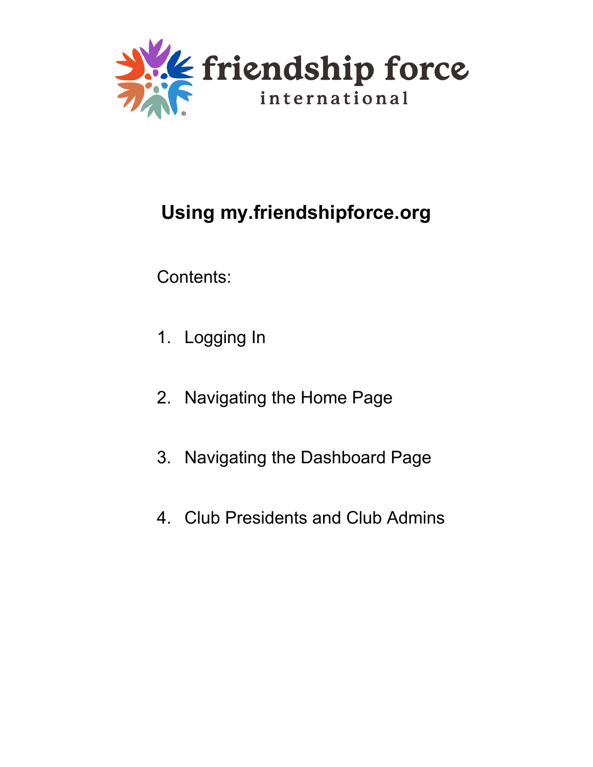friendship force international

# Using my.friendshipforce.org

Contents:

1. Logging In
2. Navigating the Home Page
3. Navigating the Dashboard Page
4. Club Presidents and Club Admins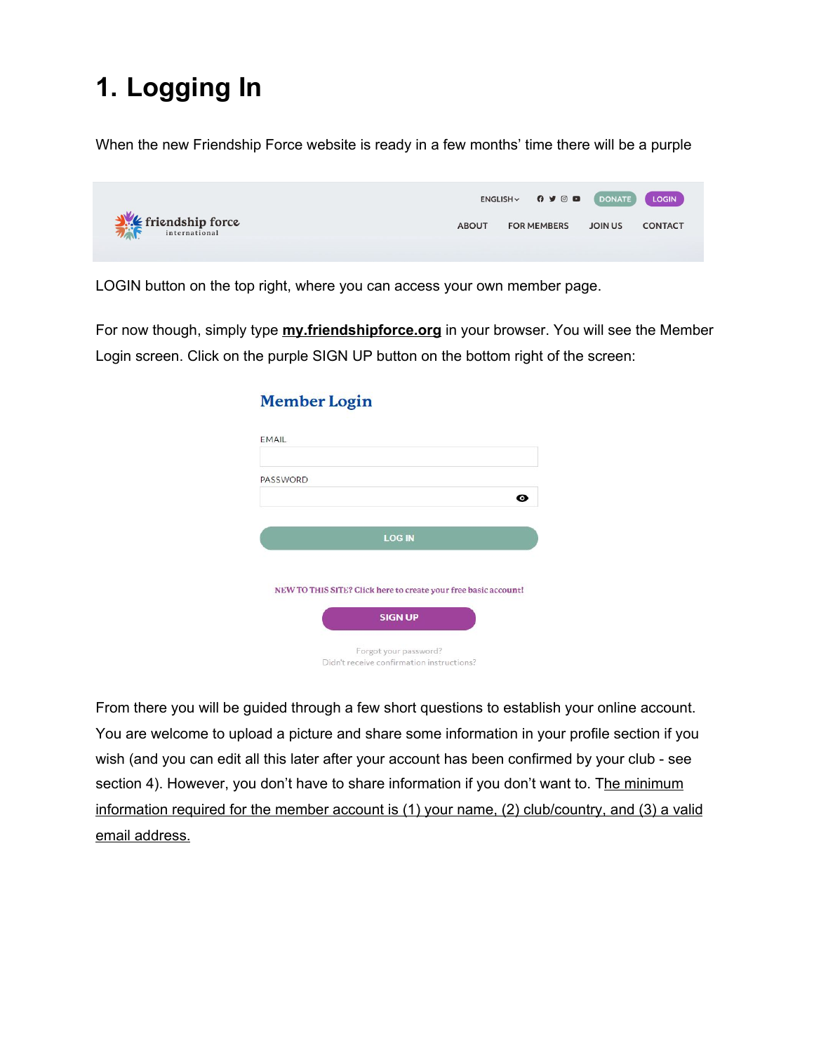# 1. Logging In

When the new Friendship Force website is ready in a few months' time there will be a purple

LOGIN button on the top right, where you can access your own member page.

For now though, simply type **my.friendshipforce.org** in your browser. You will see the Member Login screen. Click on the purple SIGN UP button on the bottom right of the screen:

From there you will be guided through a few short questions to establish your online account. You are welcome to upload a picture and share some information in your profile section if you wish (and you can edit all this later after your account has been confirmed by your club - see section 4). However, you don't have to share information if you don't want to. The minimum information required for the member account is (1) your name, (2) club/country, and (3) a valid email address.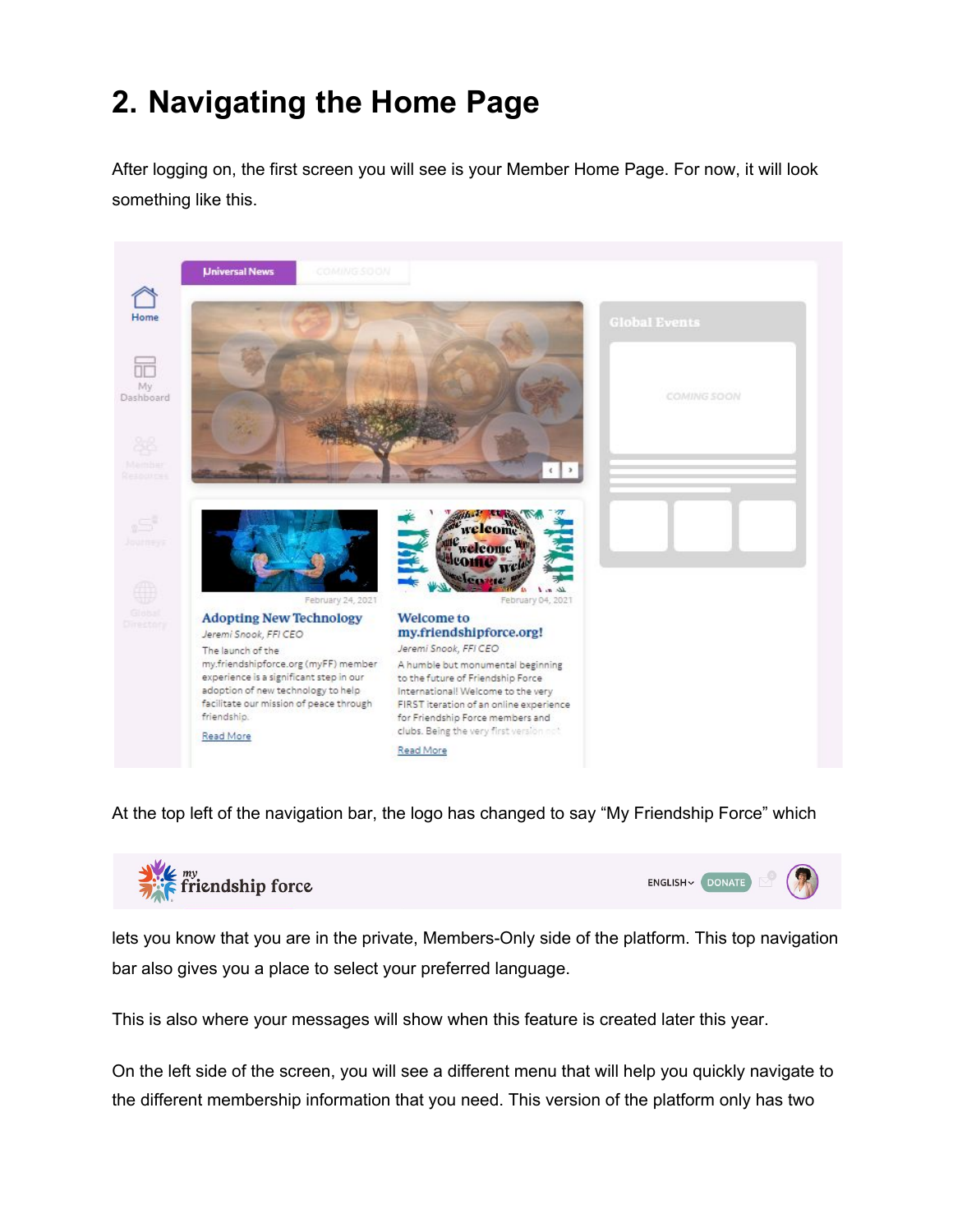# 2. Navigating the Home Page

After logging on, the first screen you will see is your Member Home Page. For now, it will look something like this.

At the top left of the navigation bar, the logo has changed to say "My Friendship Force" which

lets you know that you are in the private, Members-Only side of the platform. This top navigation bar also gives you a place to select your preferred language.

This is also where your messages will show when this feature is created later this year.

On the left side of the screen, you will see a different menu that will help you quickly navigate to the different membership information that you need. This version of the platform only has two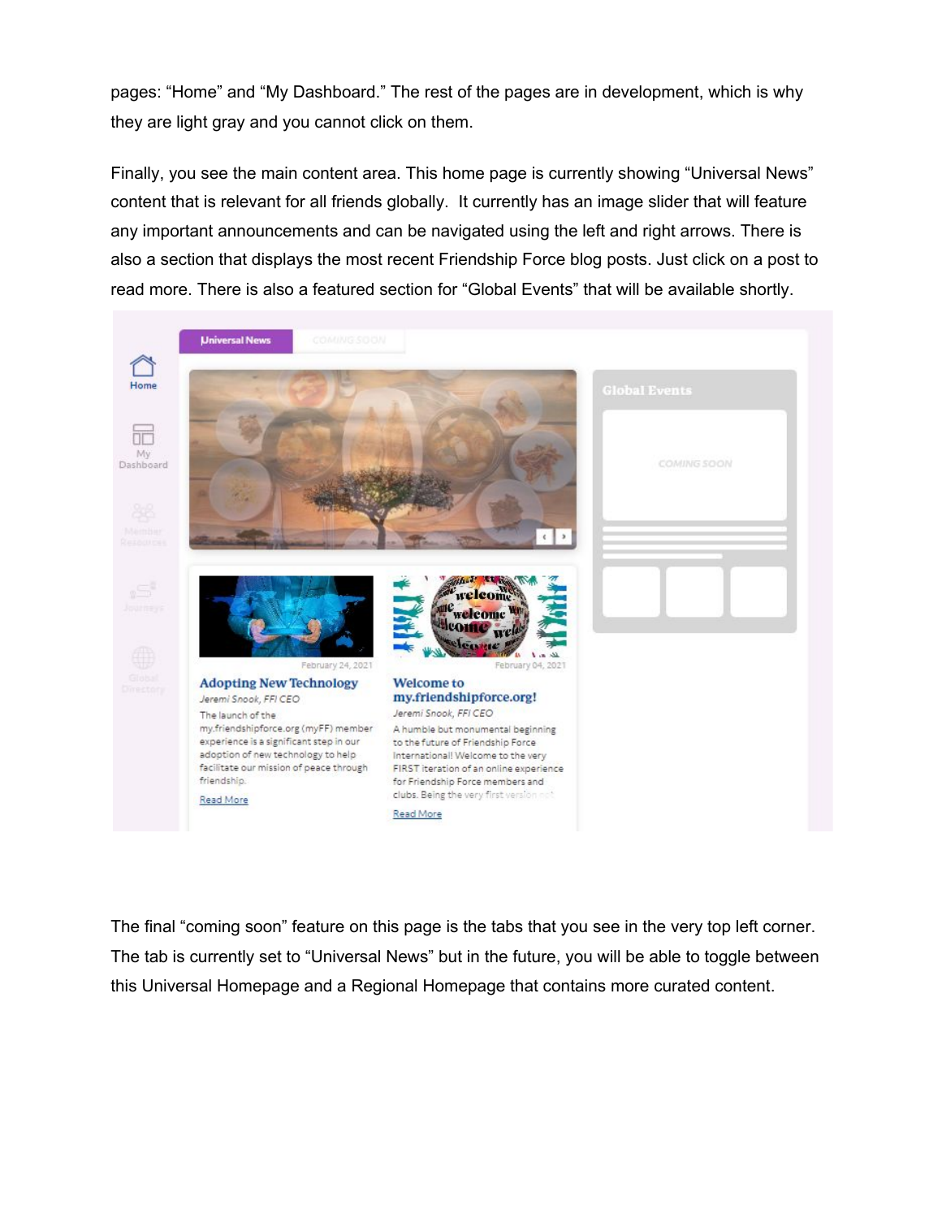pages: “Home” and “My Dashboard.” The rest of the pages are in development, which is why they are light gray and you cannot click on them.

Finally, you see the main content area. This home page is currently showing “Universal News” content that is relevant for all friends globally. It currently has an image slider that will feature any important announcements and can be navigated using the left and right arrows. There is also a section that displays the most recent Friendship Force blog posts. Just click on a post to read more. There is also a featured section for “Global Events” that will be available shortly.

The final “coming soon” feature on this page is the tabs that you see in the very top left corner. The tab is currently set to “Universal News” but in the future, you will be able to toggle between this Universal Homepage and a Regional Homepage that contains more curated content.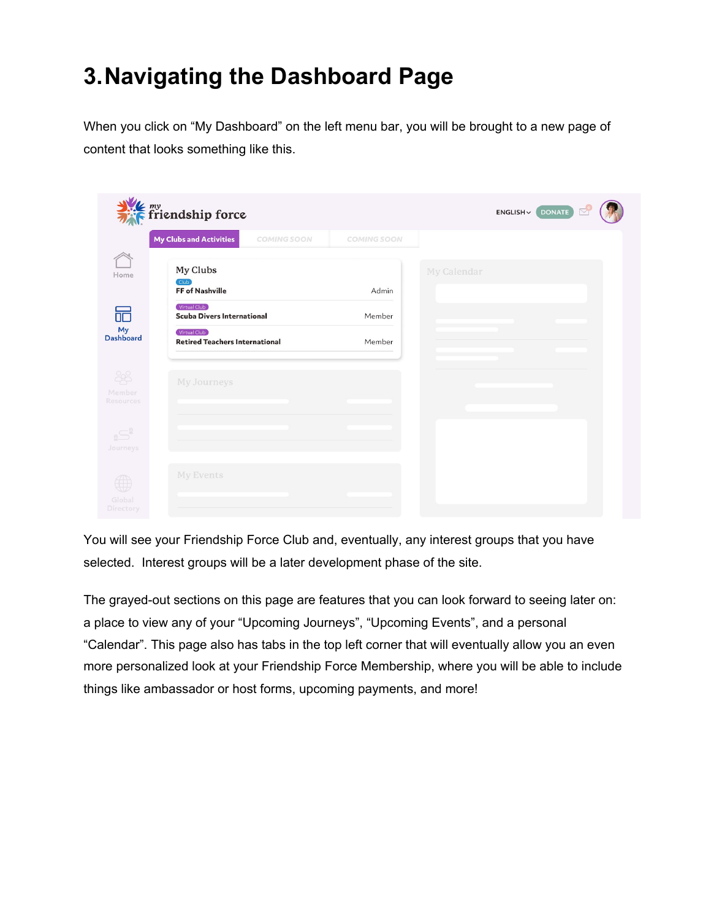# 3. Navigating the Dashboard Page

When you click on “My Dashboard” on the left menu bar, you will be brought to a new page of content that looks something like this.

You will see your Friendship Force Club and, eventually, any interest groups that you have selected. Interest groups will be a later development phase of the site.

The grayed-out sections on this page are features that you can look forward to seeing later on: a place to view any of your “Upcoming Journeys”, “Upcoming Events”, and a personal “Calendar”. This page also has tabs in the top left corner that will eventually allow you an even more personalized look at your Friendship Force Membership, where you will be able to include things like ambassador or host forms, upcoming payments, and more!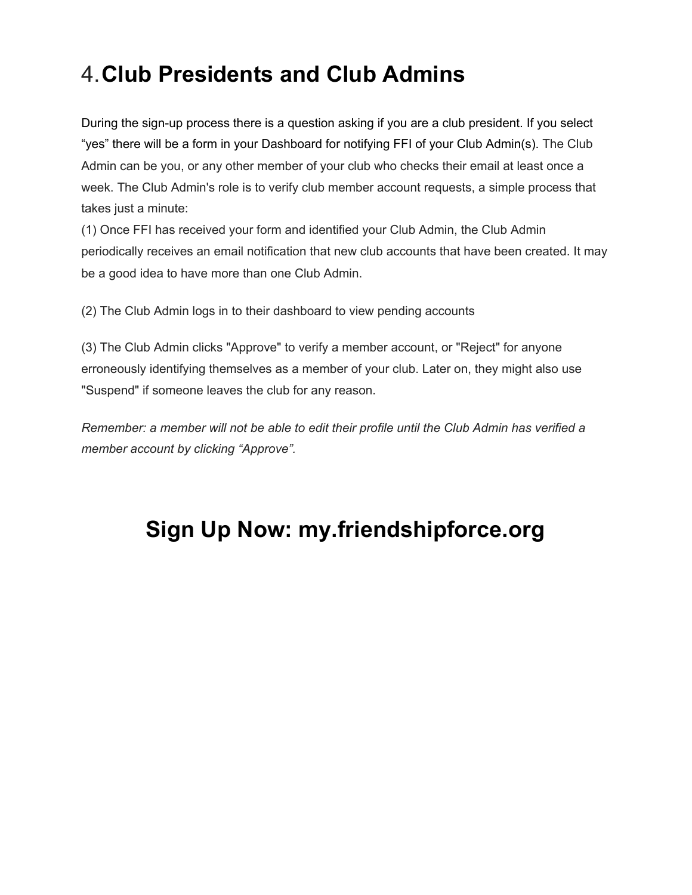# 4. Club Presidents and Club Admins

During the sign-up process there is a question asking if you are a club president. If you select "yes" there will be a form in your Dashboard for notifying FFI of your Club Admin(s). The Club Admin can be you, or any other member of your club who checks their email at least once a week. The Club Admin's role is to verify club member account requests, a simple process that takes just a minute:

(1) Once FFI has received your form and identified your Club Admin, the Club Admin periodically receives an email notification that new club accounts that have been created. It may be a good idea to have more than one Club Admin.

(2) The Club Admin logs in to their dashboard to view pending accounts

(3) The Club Admin clicks "Approve" to verify a member account, or "Reject" for anyone erroneously identifying themselves as a member of your club. Later on, they might also use "Suspend" if someone leaves the club for any reason.

*Remember: a member will not be able to edit their profile until the Club Admin has verified a member account by clicking "Approve".*

## Sign Up Now: my.friendshipforce.org